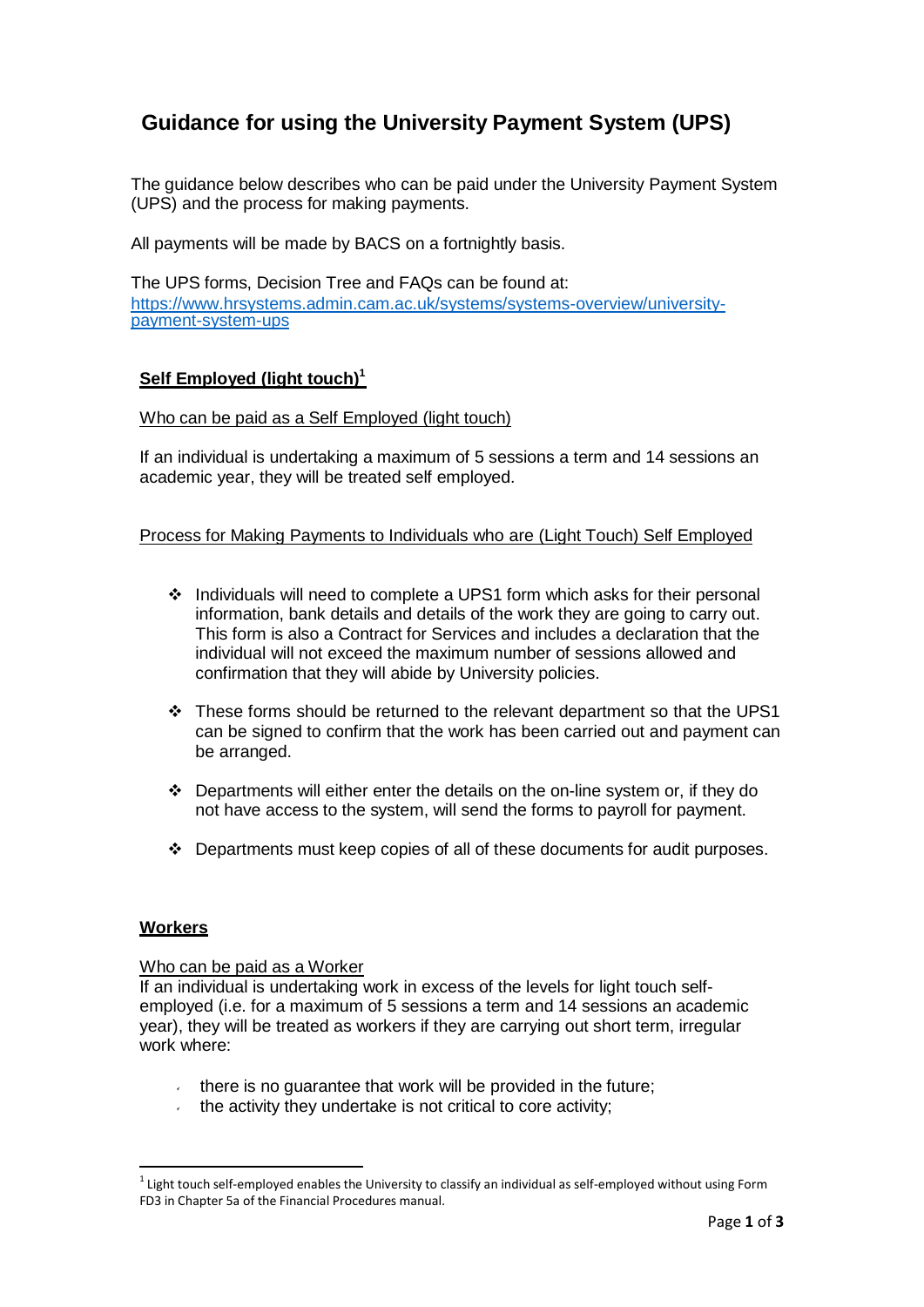# Guidance for using the University Payment System (UPS)

The guidance below describes who can be paid under the University Payment System (UPS) and the process for making payments.

All payments will be made by BACS on a fortnightly basis.

The UPS forms, Decision Tree and FAQs can be found at:
https://www.hrsystems.admin.cam.ac.uk/systems/systems-overview/university-payment-system-ups

## Self Employed (light touch)[1]

### Who can be paid as a Self Employed (light touch)

If an individual is undertaking a maximum of 5 sessions a term and 14 sessions an academic year, they will be treated self employed.

### Process for Making Payments to Individuals who are (Light Touch) Self Employed

- Individuals will need to complete a UPS1 form which asks for their personal information, bank details and details of the work they are going to carry out. This form is also a Contract for Services and includes a declaration that the individual will not exceed the maximum number of sessions allowed and confirmation that they will abide by University policies.
- These forms should be returned to the relevant department so that the UPS1 can be signed to confirm that the work has been carried out and payment can be arranged.
- Departments will either enter the details on the on-line system or, if they do not have access to the system, will send the forms to payroll for payment.
- Departments must keep copies of all of these documents for audit purposes.

## Workers

### Who can be paid as a Worker

If an individual is undertaking work in excess of the levels for light touch self-employed (i.e. for a maximum of 5 sessions a term and 14 sessions an academic year), they will be treated as workers if they are carrying out short term, irregular work where:

- there is no guarantee that work will be provided in the future;
- the activity they undertake is not critical to core activity;

[1] Light touch self-employed enables the University to classify an individual as self-employed without using Form FD3 in Chapter 5a of the Financial Procedures manual.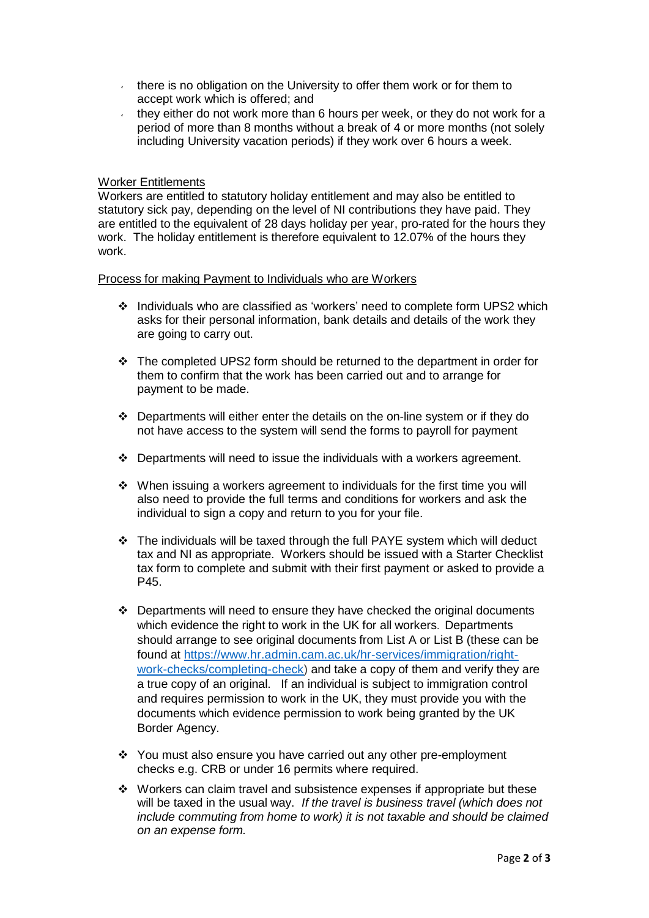- there is no obligation on the University to offer them work or for them to accept work which is offered; and
- they either do not work more than 6 hours per week, or they do not work for a period of more than 8 months without a break of 4 or more months (not solely including University vacation periods) if they work over 6 hours a week.

Worker Entitlements

Workers are entitled to statutory holiday entitlement and may also be entitled to statutory sick pay, depending on the level of NI contributions they have paid. They are entitled to the equivalent of 28 days holiday per year, pro-rated for the hours they work. The holiday entitlement is therefore equivalent to 12.07% of the hours they work.

Process for making Payment to Individuals who are Workers

- Individuals who are classified as 'workers' need to complete form UPS2 which asks for their personal information, bank details and details of the work they are going to carry out.
- The completed UPS2 form should be returned to the department in order for them to confirm that the work has been carried out and to arrange for payment to be made.
- Departments will either enter the details on the on-line system or if they do not have access to the system will send the forms to payroll for payment
- Departments will need to issue the individuals with a workers agreement.
- When issuing a workers agreement to individuals for the first time you will also need to provide the full terms and conditions for workers and ask the individual to sign a copy and return to you for your file.
- The individuals will be taxed through the full PAYE system which will deduct tax and NI as appropriate. Workers should be issued with a Starter Checklist tax form to complete and submit with their first payment or asked to provide a P45.
- Departments will need to ensure they have checked the original documents which evidence the right to work in the UK for all workers. Departments should arrange to see original documents from List A or List B (these can be found at [https://www.hr.admin.cam.ac.uk/hr-services/immigration/right-work-checks/completing-check](https://www.hr.admin.cam.ac.uk/hr-services/immigration/right-work-checks/completing-check)) and take a copy of them and verify they are a true copy of an original. If an individual is subject to immigration control and requires permission to work in the UK, they must provide you with the documents which evidence permission to work being granted by the UK Border Agency.
- You must also ensure you have carried out any other pre-employment checks e.g. CRB or under 16 permits where required.
- Workers can claim travel and subsistence expenses if appropriate but these will be taxed in the usual way. *If the travel is business travel (which does not include commuting from home to work) it is not taxable and should be claimed on an expense form.*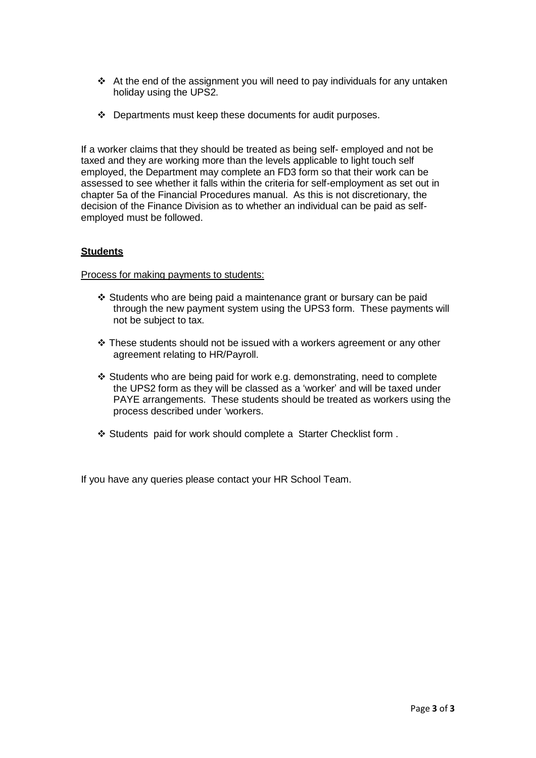- At the end of the assignment you will need to pay individuals for any untaken holiday using the UPS2.
- Departments must keep these documents for audit purposes.

If a worker claims that they should be treated as being self- employed and not be taxed and they are working more than the levels applicable to light touch self employed, the Department may complete an FD3 form so that their work can be assessed to see whether it falls within the criteria for self-employment as set out in chapter 5a of the Financial Procedures manual. As this is not discretionary, the decision of the Finance Division as to whether an individual can be paid as self-employed must be followed.

**Students**

Process for making payments to students:

- Students who are being paid a maintenance grant or bursary can be paid through the new payment system using the UPS3 form. These payments will not be subject to tax.
- These students should not be issued with a workers agreement or any other agreement relating to HR/Payroll.
- Students who are being paid for work e.g. demonstrating, need to complete the UPS2 form as they will be classed as a 'worker' and will be taxed under PAYE arrangements. These students should be treated as workers using the process described under 'workers.
- Students paid for work should complete a Starter Checklist form .

If you have any queries please contact your HR School Team.